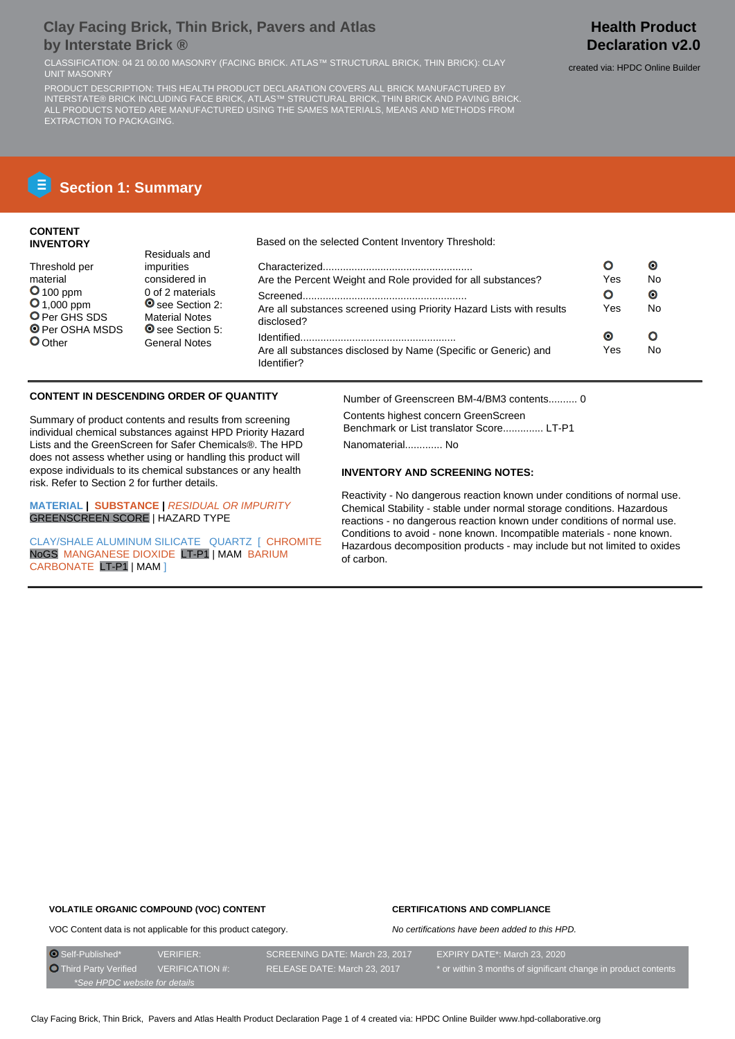# Clay Facing Brick, Thin Brick, Pavers and Atlas by Interstate Brick ®

**Health Product Declaration v2.0**

created via: HPDC Online Builder

CLASSIFICATION: 04 21 00.00 MASONRY (FACING BRICK. ATLAS™ STRUCTURAL BRICK, THIN BRICK): CLAY UNIT MASONRY

PRODUCT DESCRIPTION: THIS HEALTH PRODUCT DECLARATION COVERS ALL BRICK MANUFACTURED BY INTERSTATE® BRICK INCLUDING FACE BRICK, ATLAS™ STRUCTURAL BRICK, THIN BRICK AND PAVING BRICK. ALL PRODUCTS NOTED ARE MANUFACTURED USING THE SAMES MATERIALS, MEANS AND METHODS FROM EXTRACTION TO PACKAGING.

## Section 1: Summary

**CONTENT INVENTORY**

Threshold per material
- ○ 100 ppm
- ○ 1,000 ppm
- ○ Per GHS SDS
- ◉ Per OSHA MSDS
- ○ Other

Residuals and impurities considered in 0 of 2 materials
- ◉ see Section 2: Material Notes
- ◉ see Section 5: General Notes

Based on the selected Content Inventory Threshold:

| | Yes | No |
|---|---|---|
| Characterized... Are the Percent Weight and Role provided for all substances? | ○ | ◉ |
| Screened... Are all substances screened using Priority Hazard Lists with results disclosed? | ○ | ◉ |
| Identified... Are all substances disclosed by Name (Specific or Generic) and Identifier? | ◉ | ○ |

**CONTENT IN DESCENDING ORDER OF QUANTITY**

Summary of product contents and results from screening individual chemical substances against HPD Priority Hazard Lists and the GreenScreen for Safer Chemicals®. The HPD does not assess whether using or handling this product will expose individuals to its chemical substances or any health risk. Refer to Section 2 for further details.

MATERIAL | SUBSTANCE | *RESIDUAL OR IMPURITY*
GREENSCREEN SCORE | HAZARD TYPE

CLAY/SHALE ALUMINUM SILICATE QUARTZ [ CHROMITE NoGS MANGANESE DIOXIDE LT-P1 | MAM BARIUM CARBONATE LT-P1 | MAM ]

Number of Greenscreen BM-4/BM3 contents.......... 0

Contents highest concern GreenScreen Benchmark or List translator Score............. LT-P1

Nanomaterial............ No

**INVENTORY AND SCREENING NOTES:**

Reactivity - No dangerous reaction known under conditions of normal use. Chemical Stability - stable under normal storage conditions. Hazardous reactions - no dangerous reaction known under conditions of normal use. Conditions to avoid - none known. Incompatible materials - none known. Hazardous decomposition products - may include but not limited to oxides of carbon.

**VOLATILE ORGANIC COMPOUND (VOC) CONTENT**

VOC Content data is not applicable for this product category.

**CERTIFICATIONS AND COMPLIANCE**

*No certifications have been added to this HPD.*

| | | | |
|---|---|---|---|
| ◉ Self-Published* | VERIFIER: | SCREENING DATE: March 23, 2017 | EXPIRY DATE*: March 23, 2020 |
| ○ Third Party Verified | VERIFICATION #: | RELEASE DATE: March 23, 2017 | * or within 3 months of significant change in product contents |

*See HPDC website for details*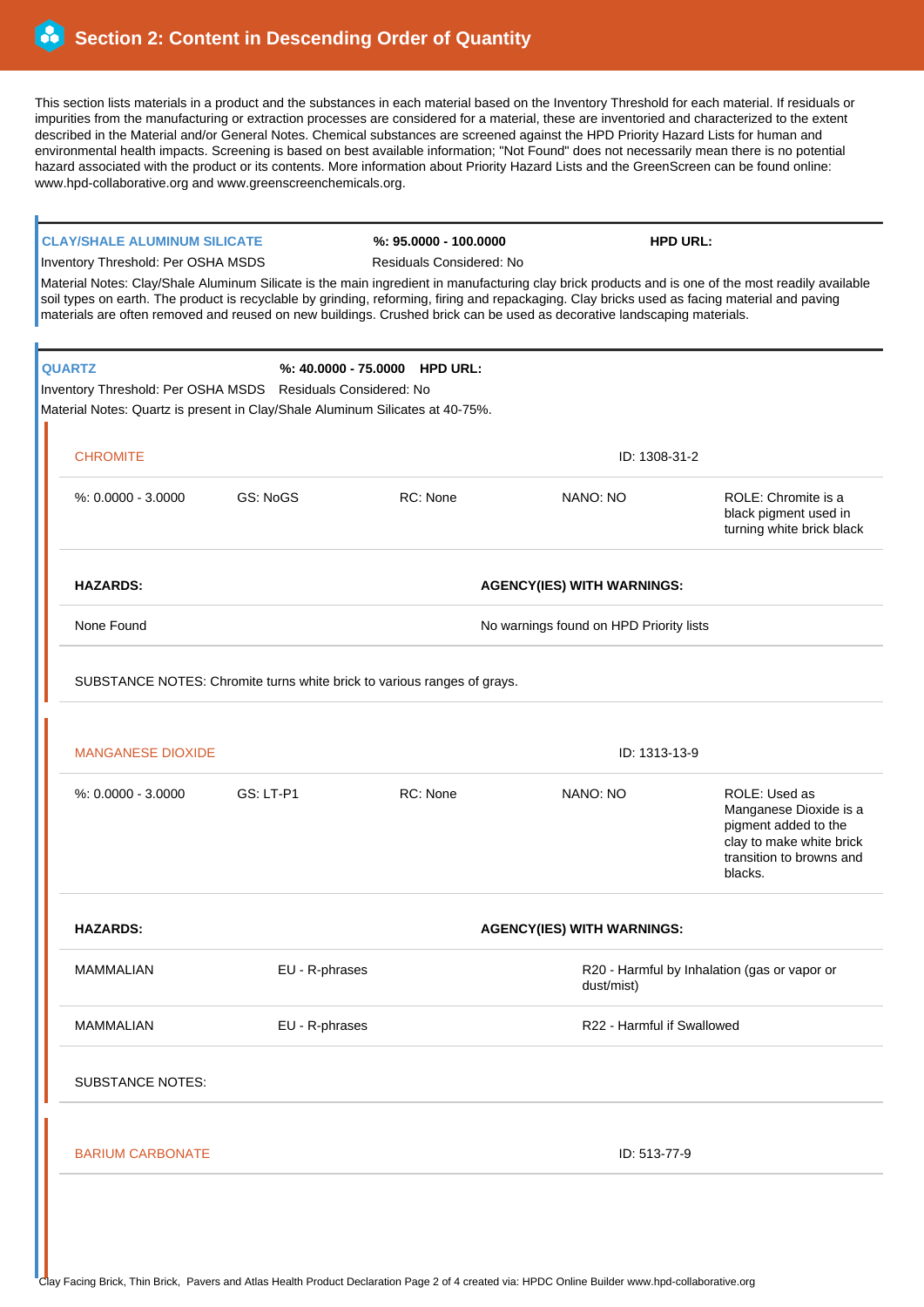## Section 2: Content in Descending Order of Quantity

This section lists materials in a product and the substances in each material based on the Inventory Threshold for each material. If residuals or impurities from the manufacturing or extraction processes are considered for a material, these are inventoried and characterized to the extent described in the Material and/or General Notes. Chemical substances are screened against the HPD Priority Hazard Lists for human and environmental health impacts. Screening is based on best available information; "Not Found" does not necessarily mean there is no potential hazard associated with the product or its contents. More information about Priority Hazard Lists and the GreenScreen can be found online: www.hpd-collaborative.org and www.greenscreenchemicals.org.

---

### CLAY/SHALE ALUMINUM SILICATE

**%: 95.0000 - 100.0000** **HPD URL:**

Inventory Threshold: Per OSHA MSDS Residuals Considered: No

Material Notes: Clay/Shale Aluminum Silicate is the main ingredient in manufacturing clay brick products and is one of the most readily available soil types on earth. The product is recyclable by grinding, reforming, firing and repackaging. Clay bricks used as facing material and paving materials are often removed and reused on new buildings. Crushed brick can be used as decorative landscaping materials.

---

### QUARTZ

**%: 40.0000 - 75.0000** **HPD URL:**

Inventory Threshold: Per OSHA MSDS Residuals Considered: No

Material Notes: Quartz is present in Clay/Shale Aluminum Silicates at 40-75%.

#### CHROMITE

ID: 1308-31-2

| %: 0.0000 - 3.0000 | GS: NoGS | RC: None | NANO: NO | ROLE: Chromite is a black pigment used in turning white brick black |
|---|---|---|---|---|

| HAZARDS: | AGENCY(IES) WITH WARNINGS: |
|---|---|
| None Found | No warnings found on HPD Priority lists |

SUBSTANCE NOTES: Chromite turns white brick to various ranges of grays.

#### MANGANESE DIOXIDE

ID: 1313-13-9

| %: 0.0000 - 3.0000 | GS: LT-P1 | RC: None | NANO: NO | ROLE: Used as Manganese Dioxide is a pigment added to the clay to make white brick transition to browns and blacks. |
|---|---|---|---|---|

| HAZARDS: | AGENCY(IES) WITH WARNINGS: | |
|---|---|---|
| MAMMALIAN | EU - R-phrases | R20 - Harmful by Inhalation (gas or vapor or dust/mist) |
| MAMMALIAN | EU - R-phrases | R22 - Harmful if Swallowed |

SUBSTANCE NOTES:

#### BARIUM CARBONATE

ID: 513-77-9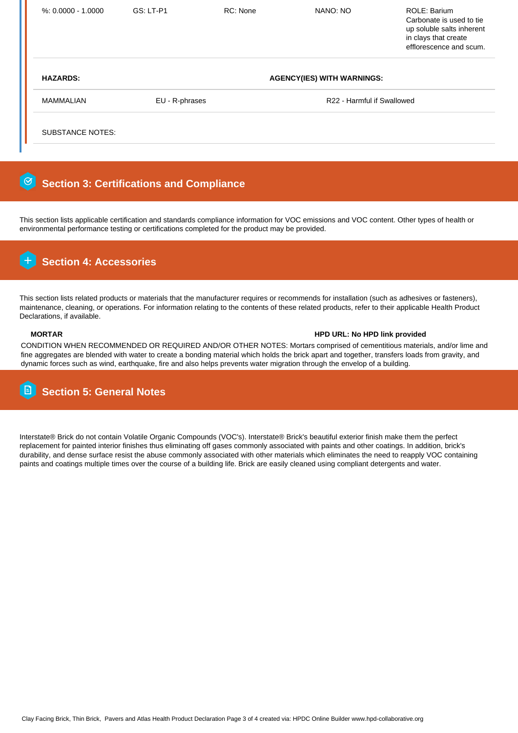| %: 0.0000 - 1.0000 | GS: LT-P1 | RC: None | NANO: NO | ROLE: Barium Carbonate is used to tie up soluble salts inherent in clays that create efflorescence and scum. |
|---|---|---|---|---|

| HAZARDS: | | AGENCY(IES) WITH WARNINGS: |
|---|---|---|
| MAMMALIAN | EU - R-phrases | R22 - Harmful if Swallowed |

SUBSTANCE NOTES:

## Section 3: Certifications and Compliance

This section lists applicable certification and standards compliance information for VOC emissions and VOC content. Other types of health or environmental performance testing or certifications completed for the product may be provided.

## Section 4: Accessories

This section lists related products or materials that the manufacturer requires or recommends for installation (such as adhesives or fasteners), maintenance, cleaning, or operations. For information relating to the contents of these related products, refer to their applicable Health Product Declarations, if available.

**MORTAR** | **HPD URL: No HPD link provided**

CONDITION WHEN RECOMMENDED OR REQUIRED AND/OR OTHER NOTES: Mortars comprised of cementitious materials, and/or lime and fine aggregates are blended with water to create a bonding material which holds the brick apart and together, transfers loads from gravity, and dynamic forces such as wind, earthquake, fire and also helps prevents water migration through the envelop of a building.

## Section 5: General Notes

Interstate® Brick do not contain Volatile Organic Compounds (VOC's). Interstate® Brick's beautiful exterior finish make them the perfect replacement for painted interior finishes thus eliminating off gases commonly associated with paints and other coatings. In addition, brick's durability, and dense surface resist the abuse commonly associated with other materials which eliminates the need to reapply VOC containing paints and coatings multiple times over the course of a building life. Brick are easily cleaned using compliant detergents and water.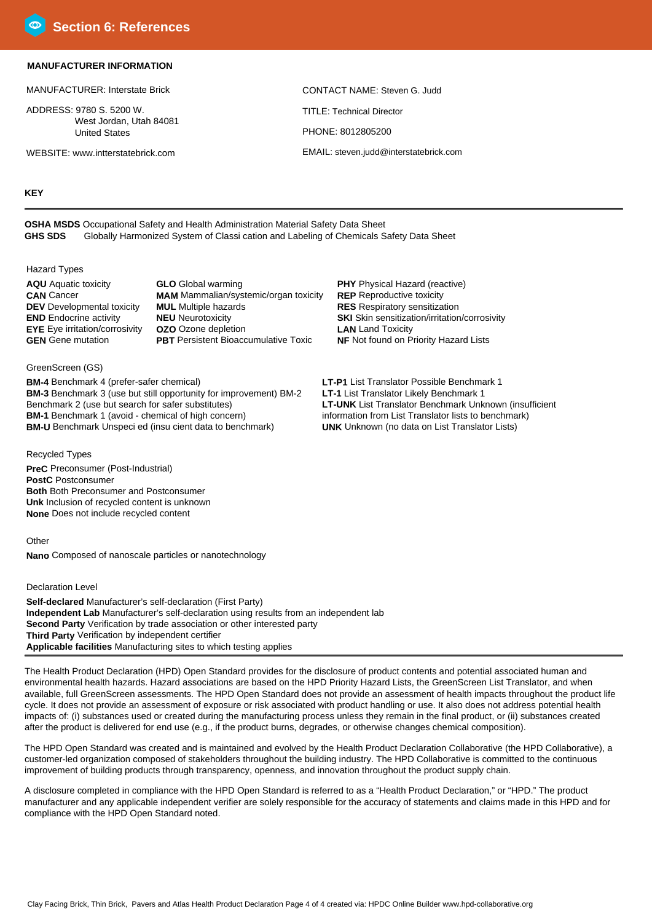# Section 6: References

**MANUFACTURER INFORMATION**

MANUFACTURER: Interstate Brick

ADDRESS: 9780 S. 5200 W.
West Jordan, Utah 84081
United States

WEBSITE: www.intterstatebrick.com

CONTACT NAME: Steven G. Judd

TITLE: Technical Director

PHONE: 8012805200

EMAIL: steven.judd@interstatebrick.com

**KEY**

**OSHA MSDS** Occupational Safety and Health Administration Material Safety Data Sheet
**GHS SDS** Globally Harmonized System of Classi cation and Labeling of Chemicals Safety Data Sheet

Hazard Types

**AQU** Aquatic toxicity
**CAN** Cancer
**DEV** Developmental toxicity
**END** Endocrine activity
**EYE** Eye irritation/corrosivity
**GEN** Gene mutation
**GLO** Global warming
**MAM** Mammalian/systemic/organ toxicity
**MUL** Multiple hazards
**NEU** Neurotoxicity
**OZO** Ozone depletion
**PBT** Persistent Bioaccumulative Toxic
**PHY** Physical Hazard (reactive)
**REP** Reproductive toxicity
**RES** Respiratory sensitization
**SKI** Skin sensitization/irritation/corrosivity
**LAN** Land Toxicity
**NF** Not found on Priority Hazard Lists

GreenScreen (GS)

**BM-4** Benchmark 4 (prefer-safer chemical)
**BM-3** Benchmark 3 (use but still opportunity for improvement) BM-2 Benchmark 2 (use but search for safer substitutes)
**BM-1** Benchmark 1 (avoid - chemical of high concern)
**BM-U** Benchmark Unspeci ed (insu cient data to benchmark)
**LT-P1** List Translator Possible Benchmark 1
**LT-1** List Translator Likely Benchmark 1
**LT-UNK** List Translator Benchmark Unknown (insufficient information from List Translator lists to benchmark)
**UNK** Unknown (no data on List Translator Lists)

Recycled Types

**PreC** Preconsumer (Post-Industrial)
**PostC** Postconsumer
**Both** Both Preconsumer and Postconsumer
**Unk** Inclusion of recycled content is unknown
**None** Does not include recycled content

Other

**Nano** Composed of nanoscale particles or nanotechnology

Declaration Level

**Self-declared** Manufacturer's self-declaration (First Party)
**Independent Lab** Manufacturer's self-declaration using results from an independent lab
**Second Party** Verification by trade association or other interested party
**Third Party** Verification by independent certifier
**Applicable facilities** Manufacturing sites to which testing applies

The Health Product Declaration (HPD) Open Standard provides for the disclosure of product contents and potential associated human and environmental health hazards. Hazard associations are based on the HPD Priority Hazard Lists, the GreenScreen List Translator, and when available, full GreenScreen assessments. The HPD Open Standard does not provide an assessment of health impacts throughout the product life cycle. It does not provide an assessment of exposure or risk associated with product handling or use. It also does not address potential health impacts of: (i) substances used or created during the manufacturing process unless they remain in the final product, or (ii) substances created after the product is delivered for end use (e.g., if the product burns, degrades, or otherwise changes chemical composition).

The HPD Open Standard was created and is maintained and evolved by the Health Product Declaration Collaborative (the HPD Collaborative), a customer-led organization composed of stakeholders throughout the building industry. The HPD Collaborative is committed to the continuous improvement of building products through transparency, openness, and innovation throughout the product supply chain.

A disclosure completed in compliance with the HPD Open Standard is referred to as a "Health Product Declaration," or "HPD." The product manufacturer and any applicable independent verifier are solely responsible for the accuracy of statements and claims made in this HPD and for compliance with the HPD Open Standard noted.